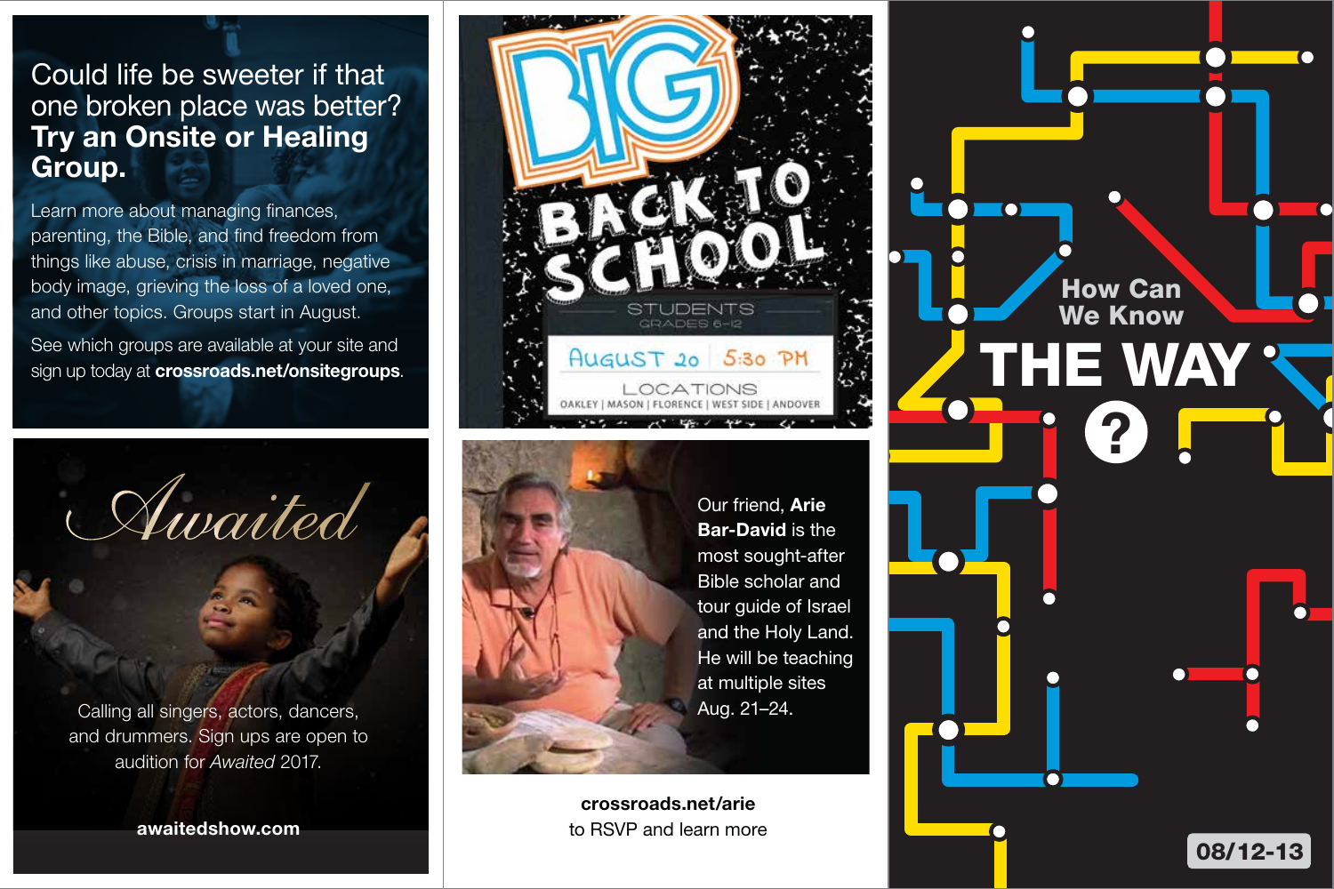Could life be sweeter if that one broken place was better? **Try an Onsite or Healing Group.**

Learn more about managing finances, parenting, the Bible, and find freedom from things like abuse, crisis in marriage, negative body image, grieving the loss of a loved one, and other topics. Groups start in August.

See which groups are available at your site and sign up today at **crossroads.net/onsitegroups**.

# BIG BACK TO SCHOOL

STUDENTS
GRADES 6–12

AUGUST 20 | 5:30 PM

LOCATIONS
OAKLEY | MASON | FLORENCE | WEST SIDE | ANDOVER

# *Awaited*

Calling all singers, actors, dancers, and drummers. Sign ups are open to audition for *Awaited* 2017.

**awaitedshow.com**

Our friend, **Arie Bar-David** is the most sought-after Bible scholar and tour guide of Israel and the Holy Land. He will be teaching at multiple sites Aug. 21–24.

**crossroads.net/arie**
to RSVP and learn more

How Can We Know

# THE WAY ?

08/12-13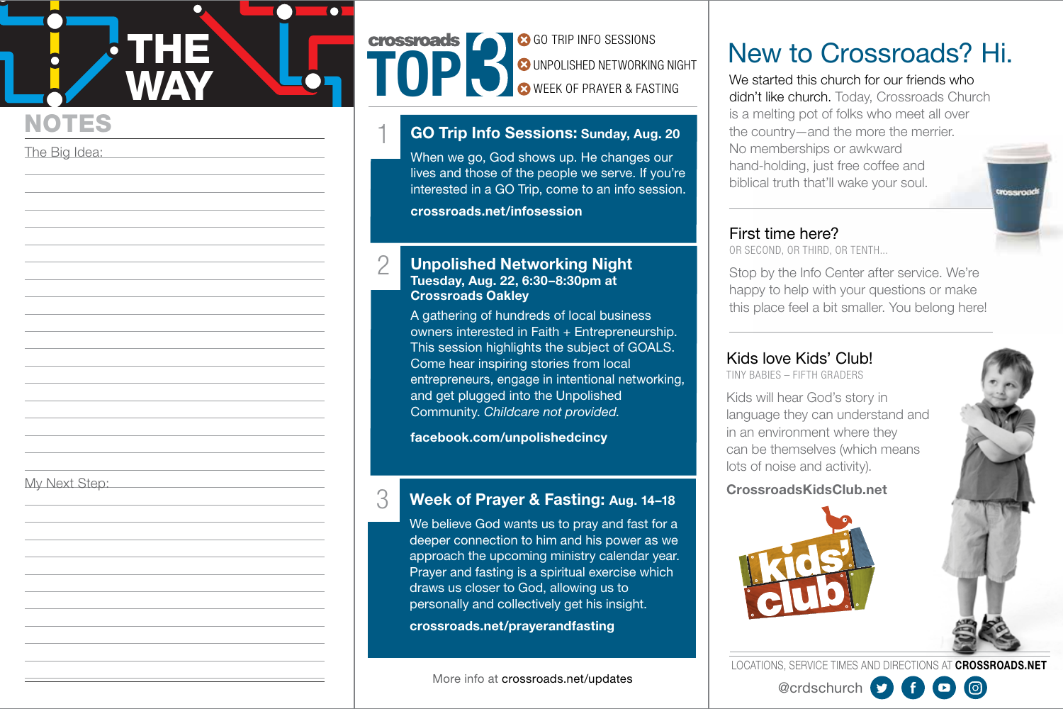# THE WAY

## NOTES

The Big Idea:

My Next Step:

---

# crossroads TOP 3

- GO TRIP INFO SESSIONS
- UNPOLISHED NETWORKING NIGHT
- WEEK OF PRAYER & FASTING

## 1 GO Trip Info Sessions: Sunday, Aug. 20

When we go, God shows up. He changes our lives and those of the people we serve. If you're interested in a GO Trip, come to an info session.

**crossroads.net/infosession**

## 2 Unpolished Networking Night

**Tuesday, Aug. 22, 6:30–8:30pm at Crossroads Oakley**

A gathering of hundreds of local business owners interested in Faith + Entrepreneurship. This session highlights the subject of GOALS. Come hear inspiring stories from local entrepreneurs, engage in intentional networking, and get plugged into the Unpolished Community. *Childcare not provided.*

**facebook.com/unpolishedcincy**

## 3 Week of Prayer & Fasting: Aug. 14–18

We believe God wants us to pray and fast for a deeper connection to him and his power as we approach the upcoming ministry calendar year. Prayer and fasting is a spiritual exercise which draws us closer to God, allowing us to personally and collectively get his insight.

**crossroads.net/prayerandfasting**

More info at crossroads.net/updates

---

# New to Crossroads? Hi.

We started this church for our friends who didn't like church. Today, Crossroads Church is a melting pot of folks who meet all over the country—and the more the merrier. No memberships or awkward hand-holding, just free coffee and biblical truth that'll wake your soul.

## First time here?

OR SECOND, OR THIRD, OR TENTH...

Stop by the Info Center after service. We're happy to help with your questions or make this place feel a bit smaller. You belong here!

## Kids love Kids' Club!

TINY BABIES – FIFTH GRADERS

Kids will hear God's story in language they can understand and in an environment where they can be themselves (which means lots of noise and activity).

**CrossroadsKidsClub.net**

LOCATIONS, SERVICE TIMES AND DIRECTIONS AT **CROSSROADS.NET**

@crdschurch